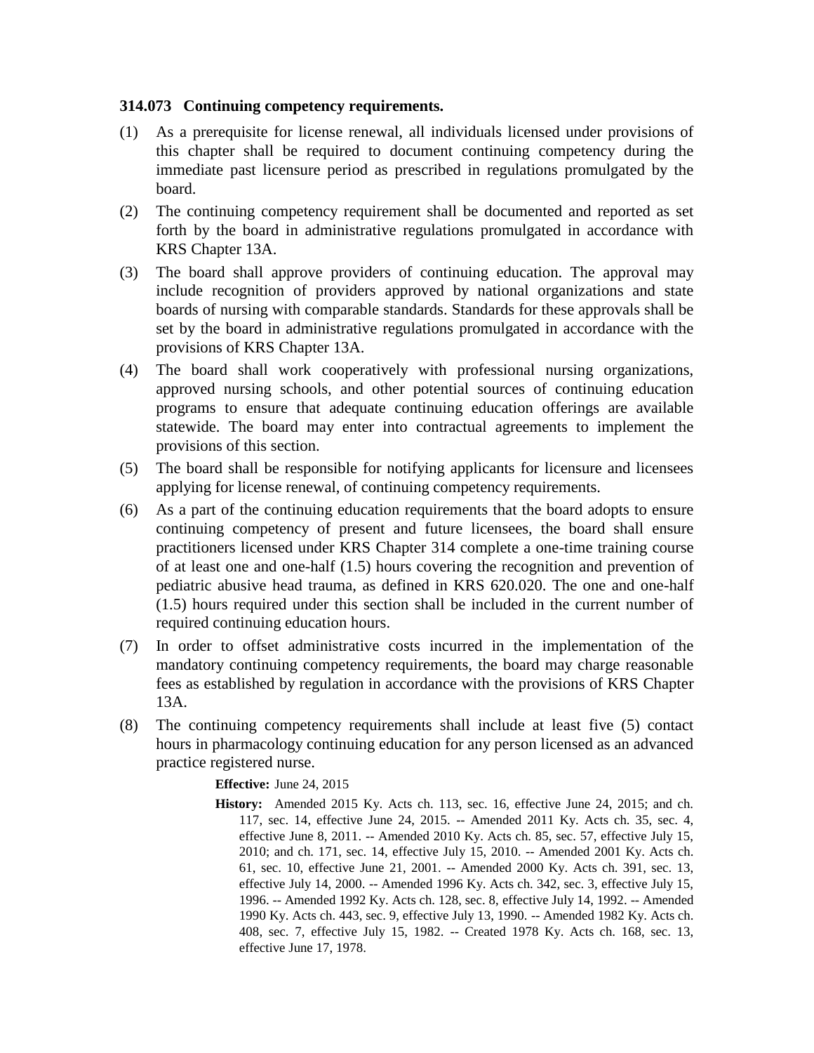**314.073 Continuing competency requirements.**

(1) As a prerequisite for license renewal, all individuals licensed under provisions of this chapter shall be required to document continuing competency during the immediate past licensure period as prescribed in regulations promulgated by the board.

(2) The continuing competency requirement shall be documented and reported as set forth by the board in administrative regulations promulgated in accordance with KRS Chapter 13A.

(3) The board shall approve providers of continuing education. The approval may include recognition of providers approved by national organizations and state boards of nursing with comparable standards. Standards for these approvals shall be set by the board in administrative regulations promulgated in accordance with the provisions of KRS Chapter 13A.

(4) The board shall work cooperatively with professional nursing organizations, approved nursing schools, and other potential sources of continuing education programs to ensure that adequate continuing education offerings are available statewide. The board may enter into contractual agreements to implement the provisions of this section.

(5) The board shall be responsible for notifying applicants for licensure and licensees applying for license renewal, of continuing competency requirements.

(6) As a part of the continuing education requirements that the board adopts to ensure continuing competency of present and future licensees, the board shall ensure practitioners licensed under KRS Chapter 314 complete a one-time training course of at least one and one-half (1.5) hours covering the recognition and prevention of pediatric abusive head trauma, as defined in KRS 620.020. The one and one-half (1.5) hours required under this section shall be included in the current number of required continuing education hours.

(7) In order to offset administrative costs incurred in the implementation of the mandatory continuing competency requirements, the board may charge reasonable fees as established by regulation in accordance with the provisions of KRS Chapter 13A.

(8) The continuing competency requirements shall include at least five (5) contact hours in pharmacology continuing education for any person licensed as an advanced practice registered nurse.

**Effective:** June 24, 2015

**History:** Amended 2015 Ky. Acts ch. 113, sec. 16, effective June 24, 2015; and ch. 117, sec. 14, effective June 24, 2015. -- Amended 2011 Ky. Acts ch. 35, sec. 4, effective June 8, 2011. -- Amended 2010 Ky. Acts ch. 85, sec. 57, effective July 15, 2010; and ch. 171, sec. 14, effective July 15, 2010. -- Amended 2001 Ky. Acts ch. 61, sec. 10, effective June 21, 2001. -- Amended 2000 Ky. Acts ch. 391, sec. 13, effective July 14, 2000. -- Amended 1996 Ky. Acts ch. 342, sec. 3, effective July 15, 1996. -- Amended 1992 Ky. Acts ch. 128, sec. 8, effective July 14, 1992. -- Amended 1990 Ky. Acts ch. 443, sec. 9, effective July 13, 1990. -- Amended 1982 Ky. Acts ch. 408, sec. 7, effective July 15, 1982. -- Created 1978 Ky. Acts ch. 168, sec. 13, effective June 17, 1978.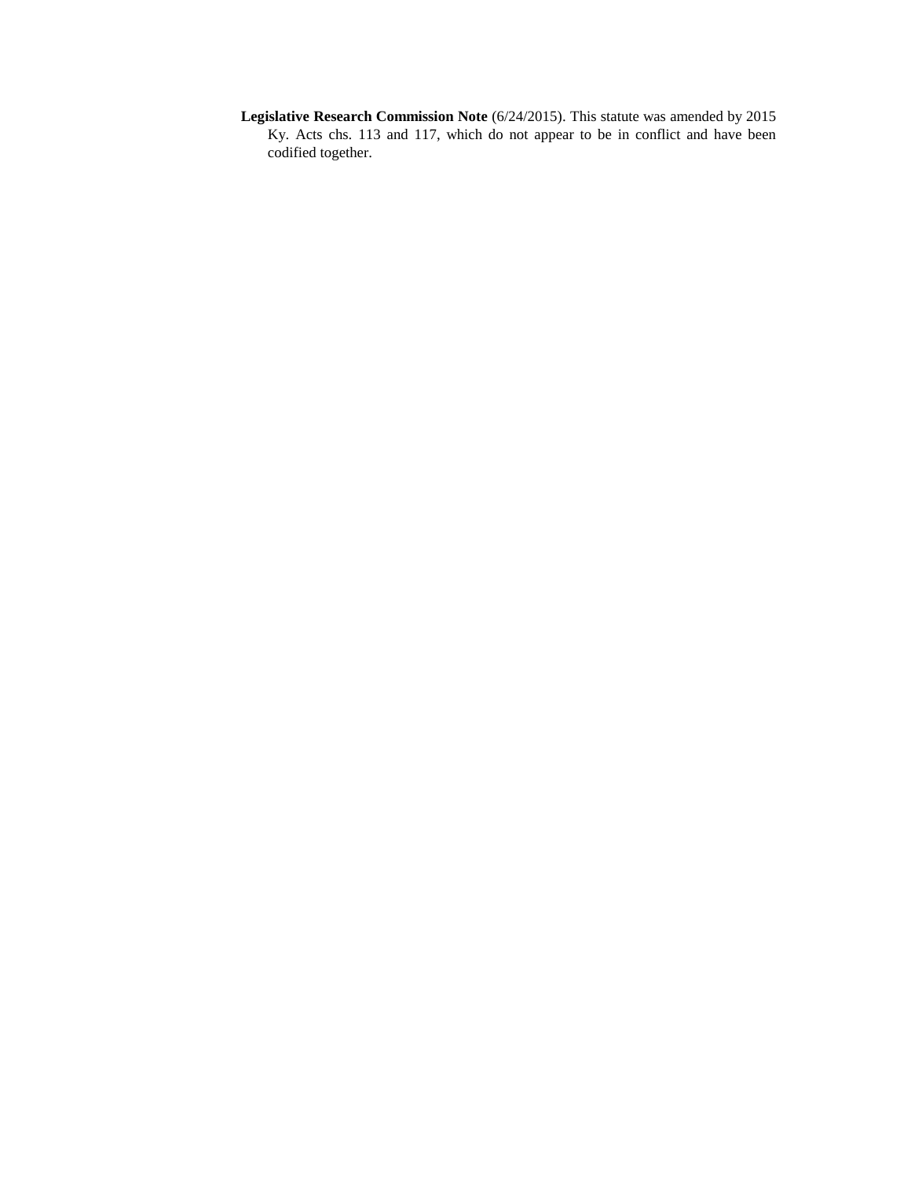**Legislative Research Commission Note** (6/24/2015). This statute was amended by 2015 Ky. Acts chs. 113 and 117, which do not appear to be in conflict and have been codified together.